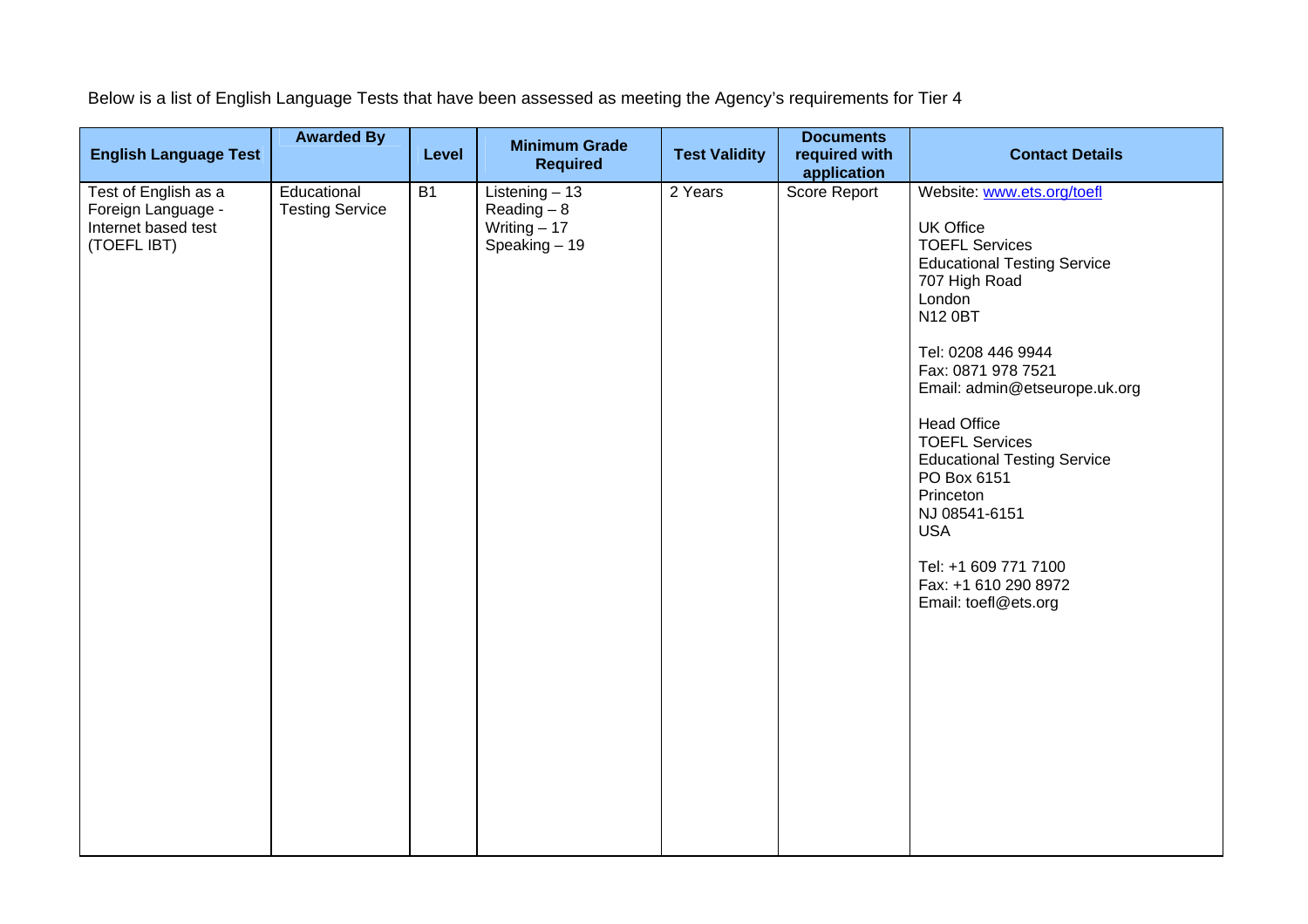Below is a list of English Language Tests that have been assessed as meeting the Agency's requirements for Tier 4

| English Language Test | Awarded By | Level | Minimum Grade Required | Test Validity | Documents required with application | Contact Details |
|---|---|---|---|---|---|---|
| Test of English as a Foreign Language - Internet based test (TOEFL IBT) | Educational Testing Service | B1 | Listening – 13<br>Reading – 8<br>Writing – 17<br>Speaking – 19 | 2 Years | Score Report | Website: www.ets.org/toefl<br><br>UK Office<br>TOEFL Services<br>Educational Testing Service<br>707 High Road<br>London<br>N12 0BT<br><br>Tel: 0208 446 9944<br>Fax: 0871 978 7521<br>Email: admin@etseurope.uk.org<br><br>Head Office<br>TOEFL Services<br>Educational Testing Service<br>PO Box 6151<br>Princeton<br>NJ 08541-6151<br>USA<br><br>Tel: +1 609 771 7100<br>Fax: +1 610 290 8972<br>Email: toefl@ets.org |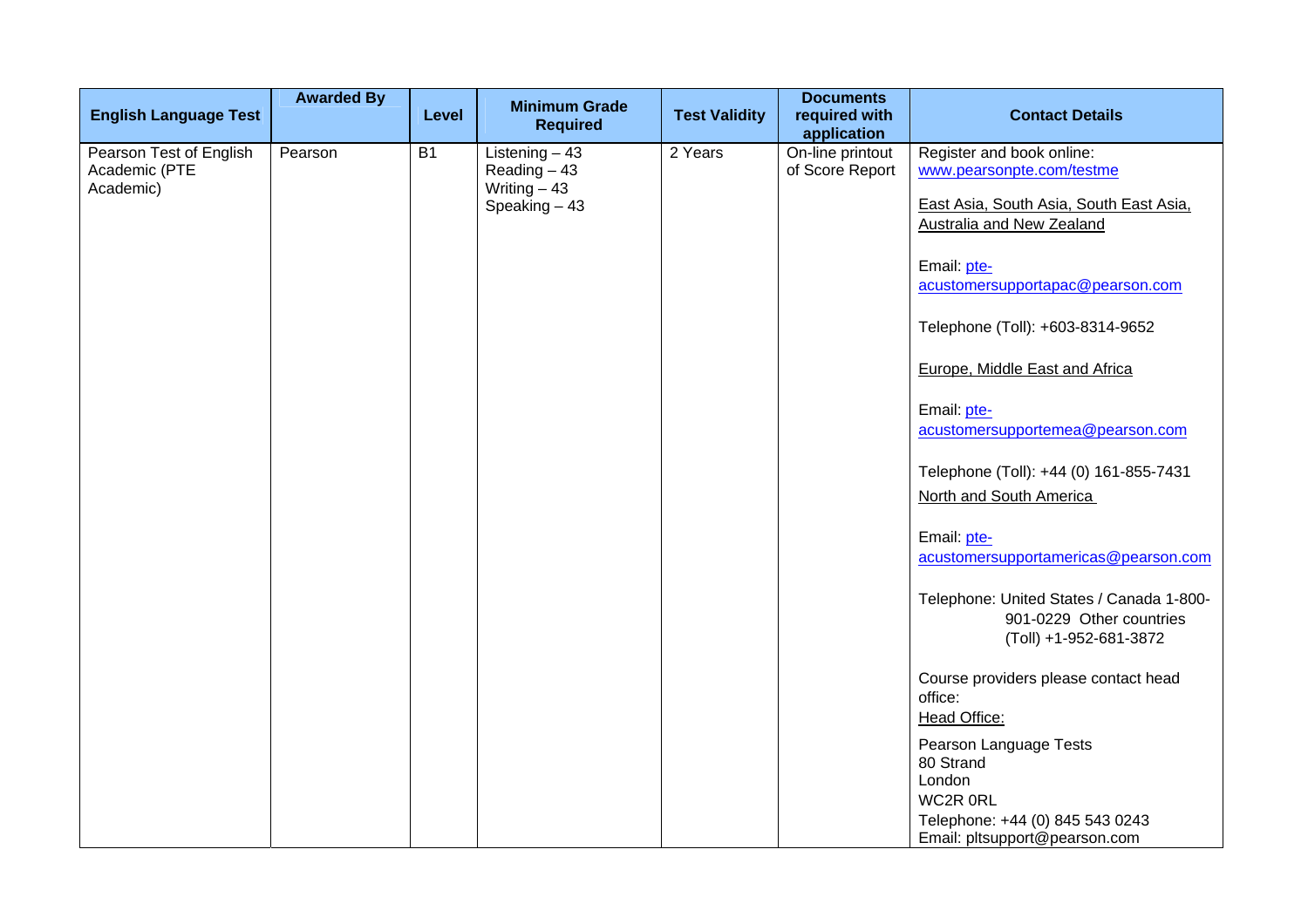| English Language Test | Awarded By | Level | Minimum Grade Required | Test Validity | Documents required with application | Contact Details |
|---|---|---|---|---|---|---|
| Pearson Test of English Academic (PTE Academic) | Pearson | B1 | Listening – 43<br>Reading – 43<br>Writing – 43<br>Speaking – 43 | 2 Years | On-line printout of Score Report | Register and book online: www.pearsonpte.com/testme<br><br>East Asia, South Asia, South East Asia, Australia and New Zealand<br><br>Email: pte-acustomersupportapac@pearson.com<br><br>Telephone (Toll): +603-8314-9652<br><br>Europe, Middle East and Africa<br><br>Email: pte-acustomersupportemea@pearson.com<br><br>Telephone (Toll): +44 (0) 161-855-7431<br>North and South America<br><br>Email: pte-acustomersupportamericas@pearson.com<br><br>Telephone: United States / Canada 1-800-901-0229 Other countries (Toll) +1-952-681-3872<br><br>Course providers please contact head office:<br>Head Office:<br><br>Pearson Language Tests<br>80 Strand<br>London<br>WC2R 0RL<br>Telephone: +44 (0) 845 543 0243<br>Email: pltsupport@pearson.com |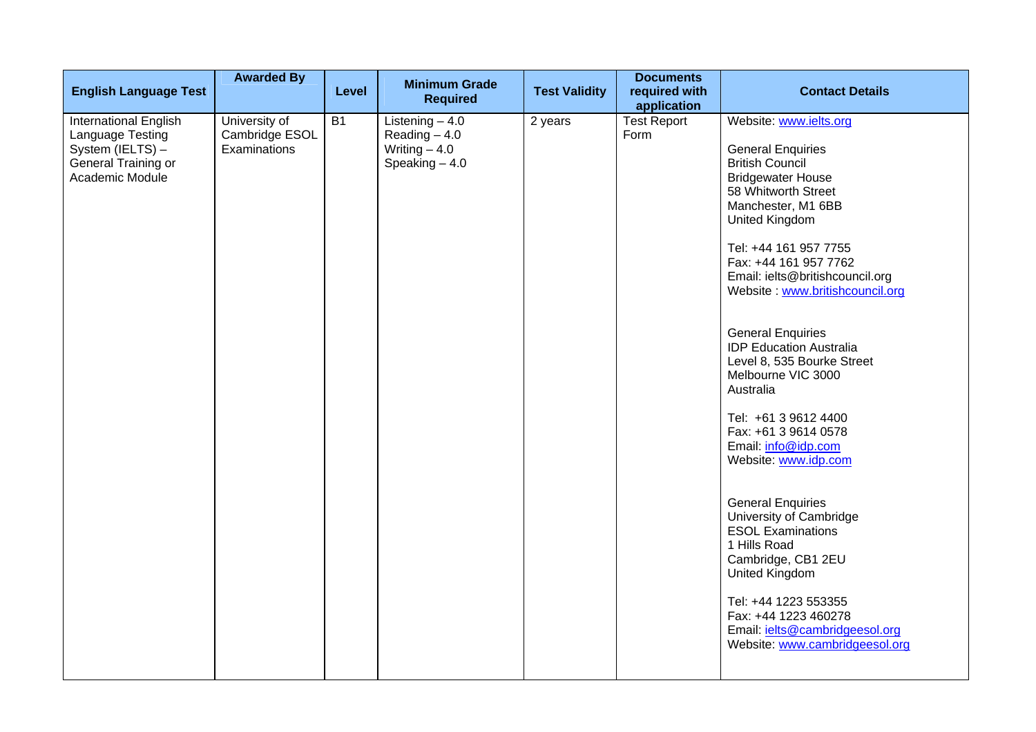| English Language Test | Awarded By | Level | Minimum Grade Required | Test Validity | Documents required with application | Contact Details |
|---|---|---|---|---|---|---|
| International English Language Testing System (IELTS) – General Training or Academic Module | University of Cambridge ESOL Examinations | B1 | Listening – 4.0<br>Reading – 4.0<br>Writing – 4.0<br>Speaking – 4.0 | 2 years | Test Report Form | Website: www.ielts.org<br><br>General Enquiries<br>British Council<br>Bridgewater House<br>58 Whitworth Street<br>Manchester, M1 6BB<br>United Kingdom<br><br>Tel: +44 161 957 7755<br>Fax: +44 161 957 7762<br>Email: ielts@britishcouncil.org<br>Website : www.britishcouncil.org<br><br>General Enquiries<br>IDP Education Australia<br>Level 8, 535 Bourke Street<br>Melbourne VIC 3000<br>Australia<br><br>Tel: +61 3 9612 4400<br>Fax: +61 3 9614 0578<br>Email: info@idp.com<br>Website: www.idp.com<br><br>General Enquiries<br>University of Cambridge<br>ESOL Examinations<br>1 Hills Road<br>Cambridge, CB1 2EU<br>United Kingdom<br><br>Tel: +44 1223 553355<br>Fax: +44 1223 460278<br>Email: ielts@cambridgeesol.org<br>Website: www.cambridgeesol.org |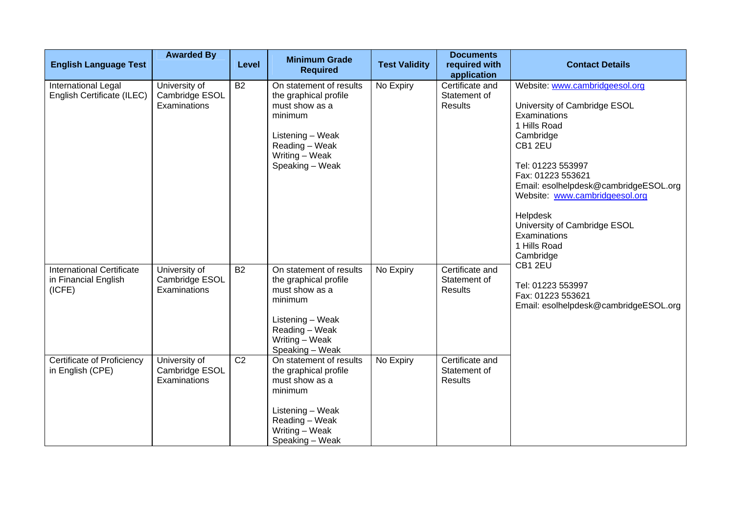| English Language Test | Awarded By | Level | Minimum Grade Required | Test Validity | Documents required with application | Contact Details |
| --- | --- | --- | --- | --- | --- | --- |
| International Legal English Certificate (ILEC) | University of Cambridge ESOL Examinations | B2 | On statement of results the graphical profile must show as a minimum<br><br>Listening – Weak<br>Reading – Weak<br>Writing – Weak<br>Speaking – Weak | No Expiry | Certificate and Statement of Results | Website: www.cambridgeesol.org<br><br>University of Cambridge ESOL Examinations<br>1 Hills Road<br>Cambridge<br>CB1 2EU<br><br>Tel: 01223 553997<br>Fax: 01223 553621<br>Email: esolhelpdesk@cambridgeESOL.org<br>Website: www.cambridgeesol.org<br><br>Helpdesk<br>University of Cambridge ESOL Examinations<br>1 Hills Road<br>Cambridge<br>CB1 2EU<br><br>Tel: 01223 553997<br>Fax: 01223 553621<br>Email: esolhelpdesk@cambridgeESOL.org |
| International Certificate in Financial English (ICFE) | University of Cambridge ESOL Examinations | B2 | On statement of results the graphical profile must show as a minimum<br><br>Listening – Weak<br>Reading – Weak<br>Writing – Weak<br>Speaking – Weak | No Expiry | Certificate and Statement of Results | |
| Certificate of Proficiency in English (CPE) | University of Cambridge ESOL Examinations | C2 | On statement of results the graphical profile must show as a minimum<br><br>Listening – Weak<br>Reading – Weak<br>Writing – Weak<br>Speaking – Weak | No Expiry | Certificate and Statement of Results | |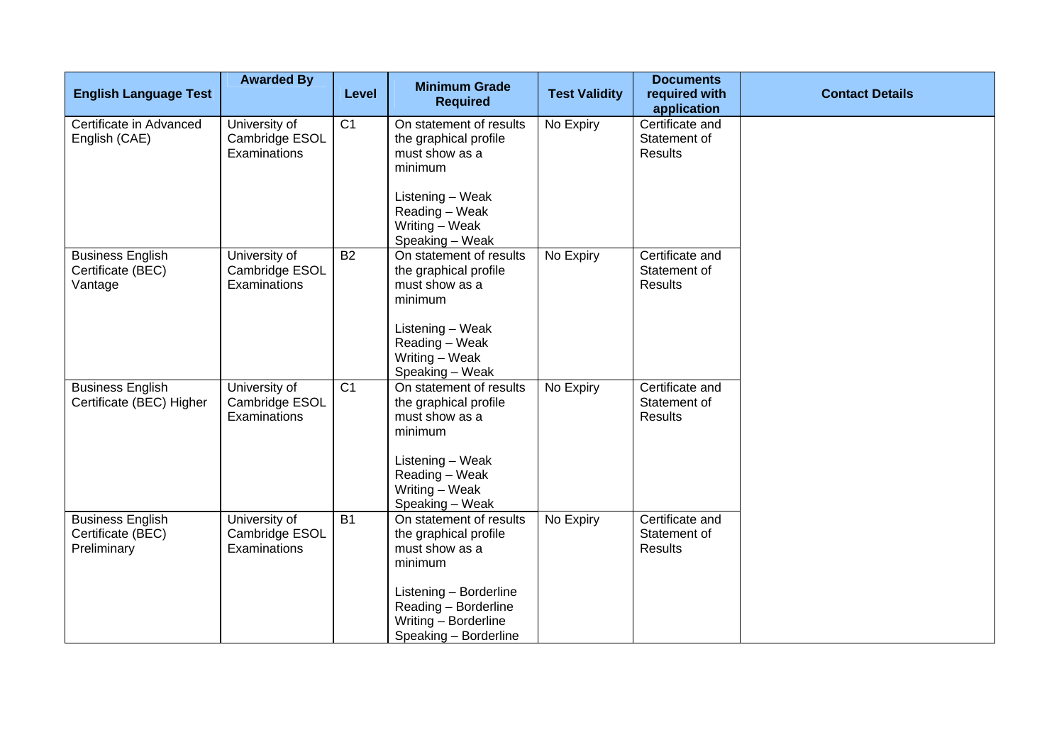| English Language Test | Awarded By | Level | Minimum Grade Required | Test Validity | Documents required with application | Contact Details |
|---|---|---|---|---|---|---|
| Certificate in Advanced English (CAE) | University of Cambridge ESOL Examinations | C1 | On statement of results the graphical profile must show as a minimum<br><br>Listening – Weak<br>Reading – Weak<br>Writing – Weak<br>Speaking – Weak | No Expiry | Certificate and Statement of Results | |
| Business English Certificate (BEC) Vantage | University of Cambridge ESOL Examinations | B2 | On statement of results the graphical profile must show as a minimum<br><br>Listening – Weak<br>Reading – Weak<br>Writing – Weak<br>Speaking – Weak | No Expiry | Certificate and Statement of Results | |
| Business English Certificate (BEC) Higher | University of Cambridge ESOL Examinations | C1 | On statement of results the graphical profile must show as a minimum<br><br>Listening – Weak<br>Reading – Weak<br>Writing – Weak<br>Speaking – Weak | No Expiry | Certificate and Statement of Results | |
| Business English Certificate (BEC) Preliminary | University of Cambridge ESOL Examinations | B1 | On statement of results the graphical profile must show as a minimum<br><br>Listening – Borderline<br>Reading – Borderline<br>Writing – Borderline<br>Speaking – Borderline | No Expiry | Certificate and Statement of Results | |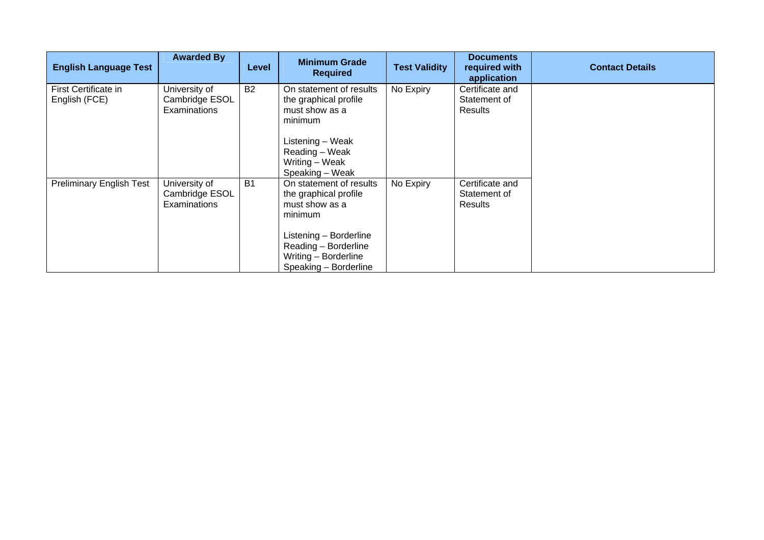| English Language Test | Awarded By | Level | Minimum Grade Required | Test Validity | Documents required with application | Contact Details |
|---|---|---|---|---|---|---|
| First Certificate in English (FCE) | University of Cambridge ESOL Examinations | B2 | On statement of results the graphical profile must show as a minimum<br><br>Listening – Weak<br>Reading – Weak<br>Writing – Weak<br>Speaking – Weak | No Expiry | Certificate and Statement of Results | |
| Preliminary English Test | University of Cambridge ESOL Examinations | B1 | On statement of results the graphical profile must show as a minimum<br><br>Listening – Borderline<br>Reading – Borderline<br>Writing – Borderline<br>Speaking – Borderline | No Expiry | Certificate and Statement of Results | |